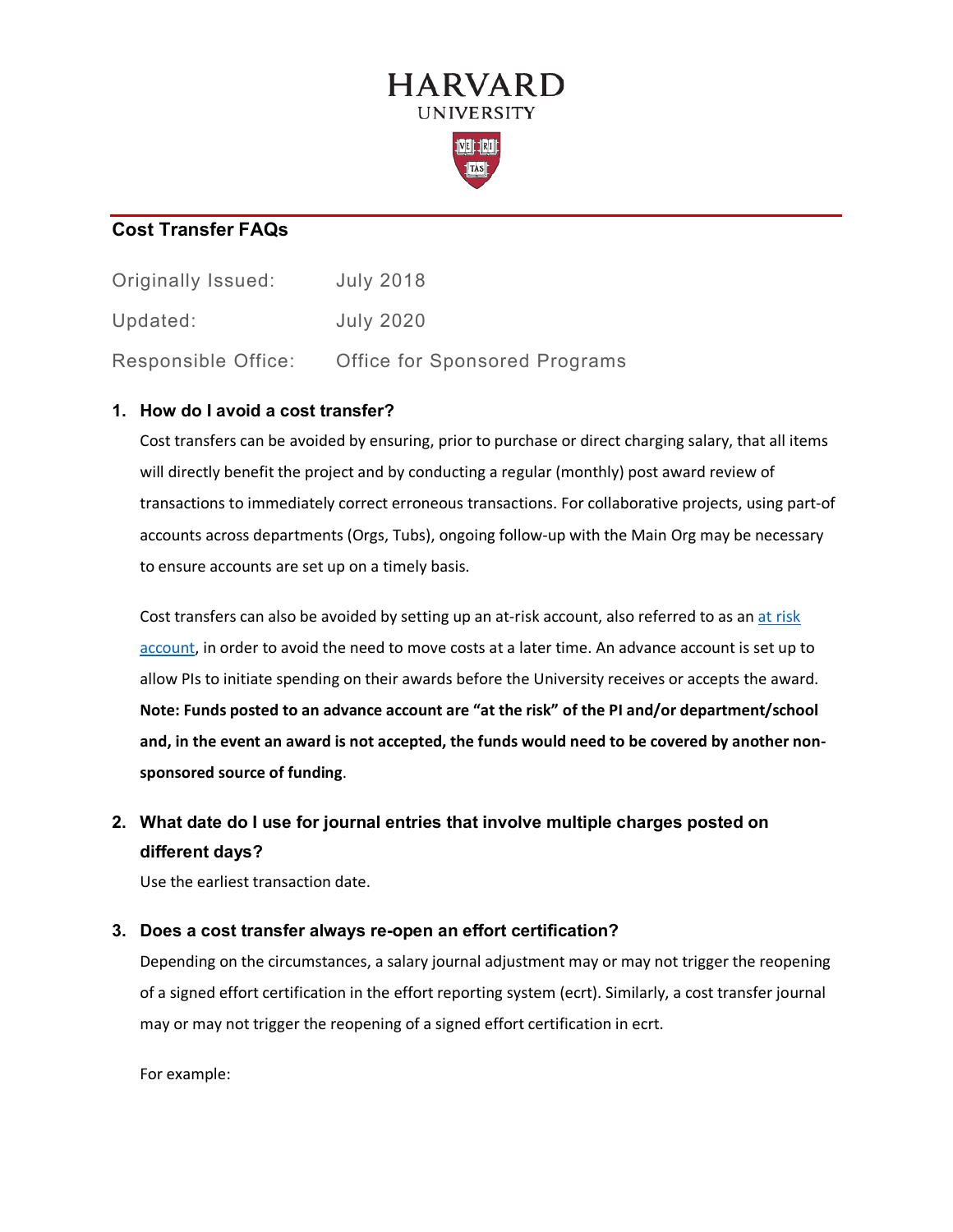# HARVARD
UNIVERSITY

## Cost Transfer FAQs

Originally Issued: July 2018

Updated: July 2020

Responsible Office: Office for Sponsored Programs

1. **How do I avoid a cost transfer?**

   Cost transfers can be avoided by ensuring, prior to purchase or direct charging salary, that all items will directly benefit the project and by conducting a regular (monthly) post award review of transactions to immediately correct erroneous transactions. For collaborative projects, using part-of accounts across departments (Orgs, Tubs), ongoing follow-up with the Main Org may be necessary to ensure accounts are set up on a timely basis.

   Cost transfers can also be avoided by setting up an at-risk account, also referred to as an at risk account, in order to avoid the need to move costs at a later time. An advance account is set up to allow PIs to initiate spending on their awards before the University receives or accepts the award. **Note: Funds posted to an advance account are "at the risk" of the PI and/or department/school and, in the event an award is not accepted, the funds would need to be covered by another non-sponsored source of funding**.

2. **What date do I use for journal entries that involve multiple charges posted on different days?**

   Use the earliest transaction date.

3. **Does a cost transfer always re-open an effort certification?**

   Depending on the circumstances, a salary journal adjustment may or may not trigger the reopening of a signed effort certification in the effort reporting system (ecrt). Similarly, a cost transfer journal may or may not trigger the reopening of a signed effort certification in ecrt.

   For example: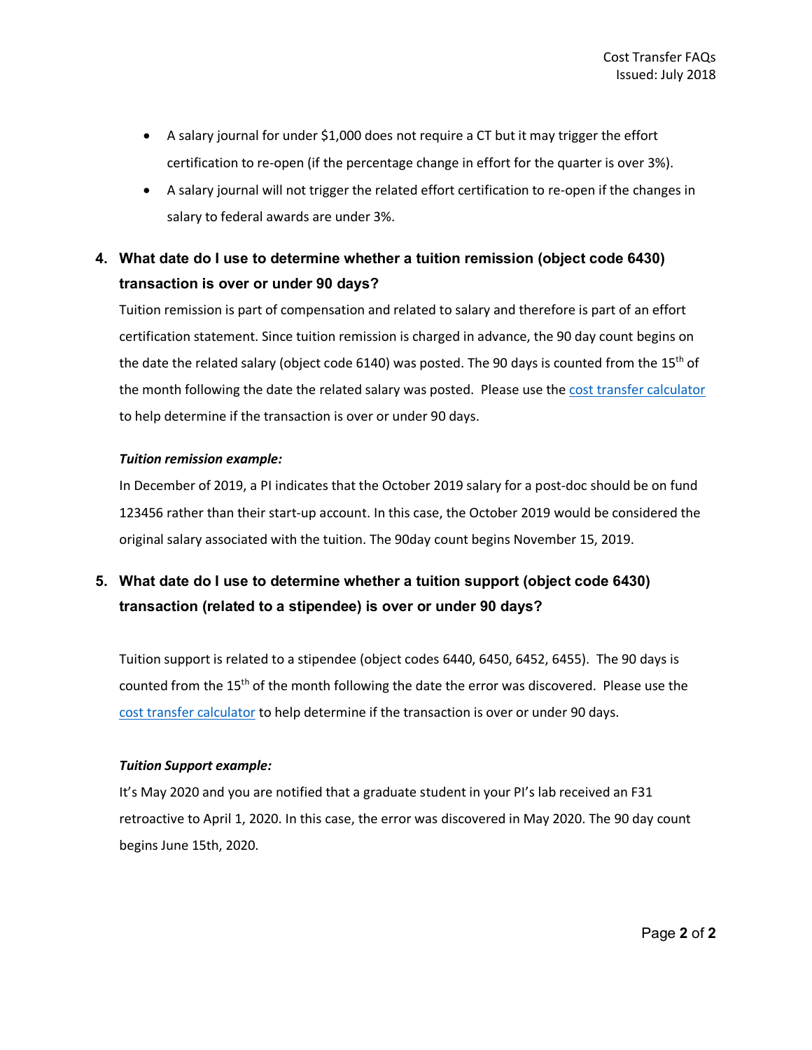- A salary journal for under $1,000 does not require a CT but it may trigger the effort certification to re-open (if the percentage change in effort for the quarter is over 3%).
- A salary journal will not trigger the related effort certification to re-open if the changes in salary to federal awards are under 3%.

**4. What date do I use to determine whether a tuition remission (object code 6430) transaction is over or under 90 days?**

Tuition remission is part of compensation and related to salary and therefore is part of an effort certification statement. Since tuition remission is charged in advance, the 90 day count begins on the date the related salary (object code 6140) was posted. The 90 days is counted from the 15th of the month following the date the related salary was posted. Please use the cost transfer calculator to help determine if the transaction is over or under 90 days.

***Tuition remission example:***

In December of 2019, a PI indicates that the October 2019 salary for a post-doc should be on fund 123456 rather than their start-up account. In this case, the October 2019 would be considered the original salary associated with the tuition. The 90day count begins November 15, 2019.

**5. What date do I use to determine whether a tuition support (object code 6430) transaction (related to a stipendee) is over or under 90 days?**

Tuition support is related to a stipendee (object codes 6440, 6450, 6452, 6455). The 90 days is counted from the 15th of the month following the date the error was discovered. Please use the cost transfer calculator to help determine if the transaction is over or under 90 days.

***Tuition Support example:***

It's May 2020 and you are notified that a graduate student in your PI's lab received an F31 retroactive to April 1, 2020. In this case, the error was discovered in May 2020. The 90 day count begins June 15th, 2020.